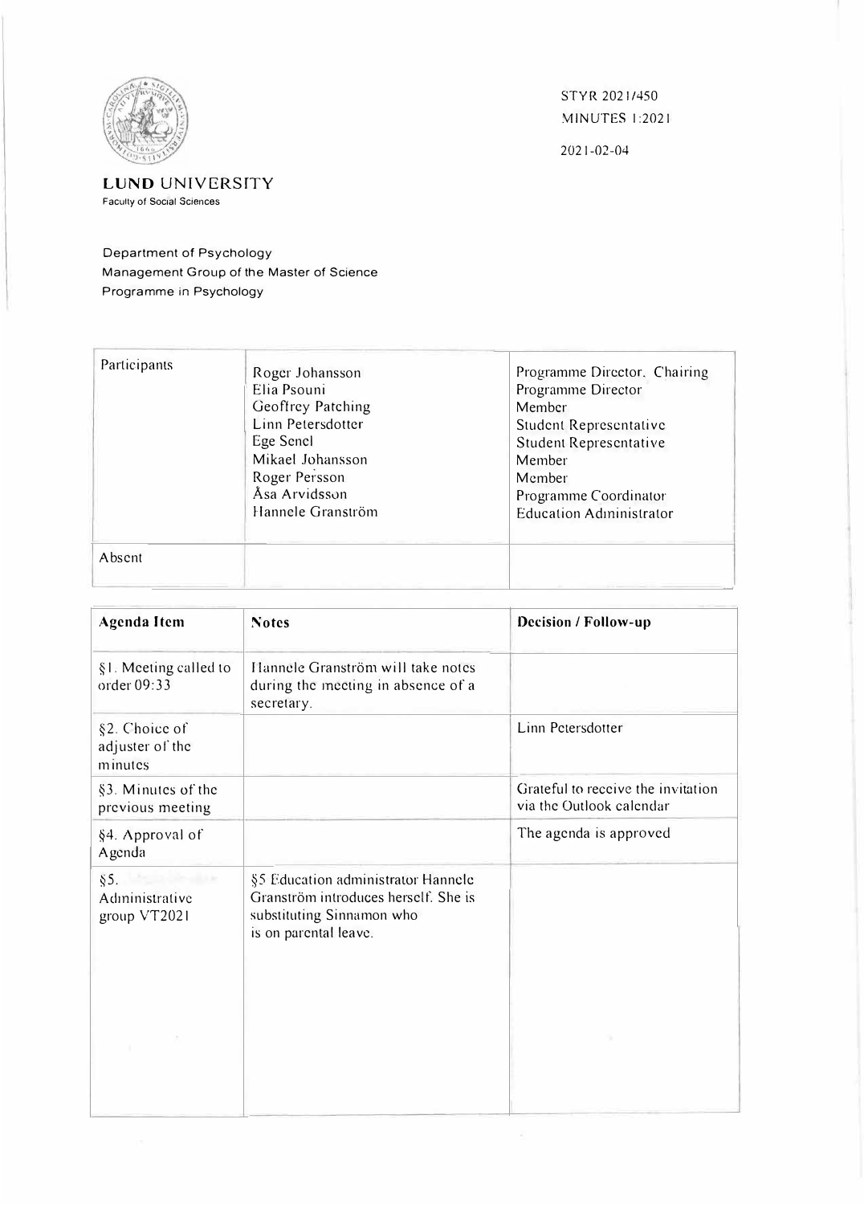STYR 2021/450
MINUTES 1:2021

2021-02-04

**LUND UNIVERSITY**
Faculty of Social Sciences

Department of Psychology
Management Group of the Master of Science Programme in Psychology

| Participants | Roger Johansson<br>Elia Psouni<br>Geoffrey Patching<br>Linn Petersdotter<br>Ege Senel<br>Mikael Johansson<br>Roger Persson<br>Åsa Arvidsson<br>Hannele Granström | Programme Director. Chairing<br>Programme Director<br>Member<br>Student Representative<br>Student Representative<br>Member<br>Member<br>Programme Coordinator<br>Education Administrator |
|---|---|---|
| Absent | | |

| Agenda Item | Notes | Decision / Follow-up |
|---|---|---|
| §1. Meeting called to order 09:33 | Hannele Granström will take notes during the meeting in absence of a secretary. | |
| §2. Choice of adjuster of the minutes | | Linn Petersdotter |
| §3. Minutes of the previous meeting | | Grateful to receive the invitation via the Outlook calendar |
| §4. Approval of Agenda | | The agenda is approved |
| §5. Administrative group VT2021 | §5 Education administrator Hannele Granström introduces herself. She is substituting Sinnamon who is on parental leave. | |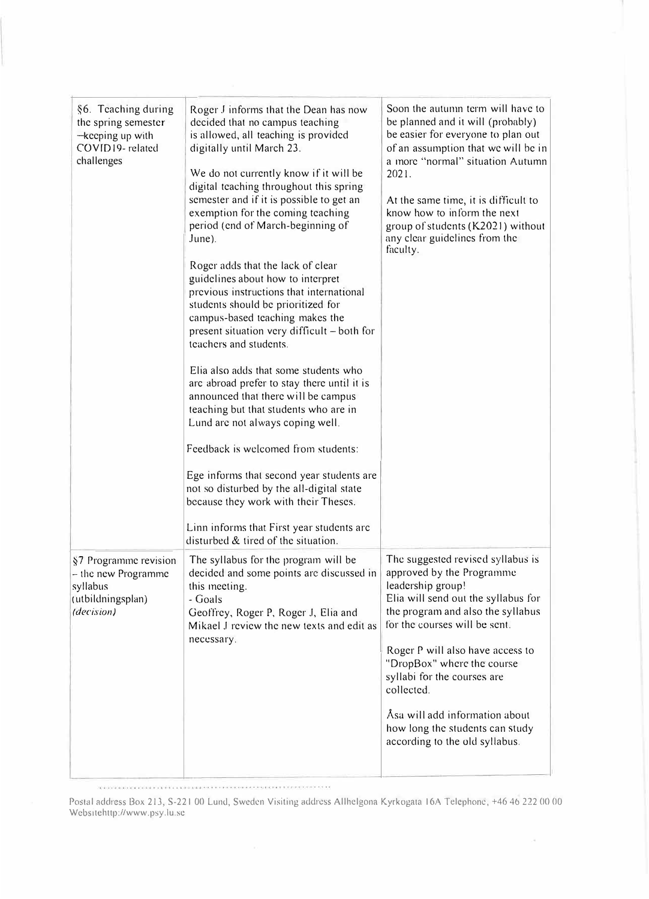| | | |
|---|---|---|
| §6. Teaching during the spring semester –keeping up with COVID19- related challenges | Roger J informs that the Dean has now decided that no campus teaching is allowed, all teaching is provided digitally until March 23.<br><br>We do not currently know if it will be digital teaching throughout this spring semester and if it is possible to get an exemption for the coming teaching period (end of March-beginning of June).<br><br>Roger adds that the lack of clear guidelines about how to interpret previous instructions that international students should be prioritized for campus-based teaching makes the present situation very difficult – both for teachers and students.<br><br>Elia also adds that some students who are abroad prefer to stay there until it is announced that there will be campus teaching but that students who are in Lund are not always coping well.<br><br>Feedback is welcomed from students:<br><br>Ege informs that second year students are not so disturbed by the all-digital state because they work with their Theses.<br><br>Linn informs that First year students are disturbed & tired of the situation. | Soon the autumn term will have to be planned and it will (probably) be easier for everyone to plan out of an assumption that we will be in a more "normal" situation Autumn 2021.<br><br>At the same time, it is difficult to know how to inform the next group of students (K2021) without any clear guidelines from the faculty. |
| §7 Programme revision – the new Programme syllabus (utbildningsplan) *(decision)* | The syllabus for the program will be decided and some points are discussed in this meeting.<br>- Goals<br>Geoffrey, Roger P, Roger J, Elia and Mikael J review the new texts and edit as necessary. | The suggested revised syllabus is approved by the Programme leadership group!<br>Elia will send out the syllabus for the program and also the syllabus for the courses will be sent.<br><br>Roger P will also have access to "DropBox" where the course syllabi for the courses are collected.<br><br>Åsa will add information about how long the students can study according to the old syllabus. |

Postal address Box 213, S-221 00 Lund, Sweden Visiting address Allhelgona Kyrkogata 16A Telephone, +46 46 222 00 00 Websitehttp://www.psy.lu.se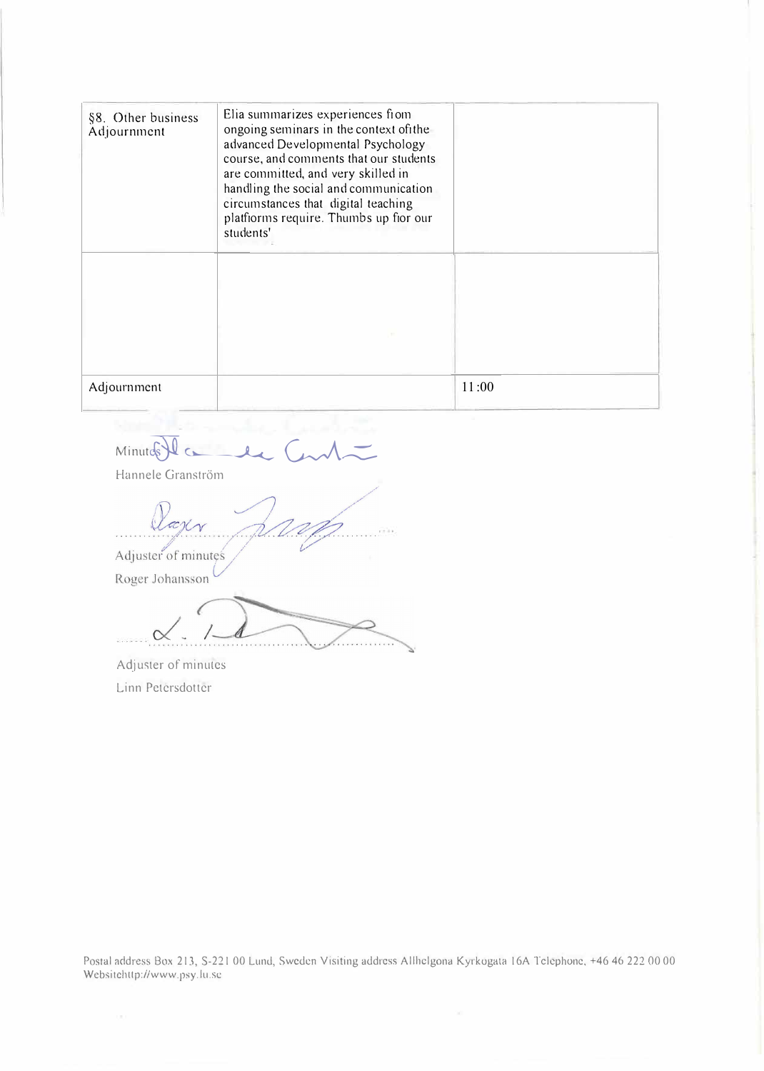| | | |
|---|---|---|
| §8. Other business Adjournment | Elia summarizes experiences fiom ongoing seminars in the context ofithe advanced Developmental Psychology course, and comments that our students are committed, and very skilled in handling the social and communication circumstances that digital teaching platfiorms require. Thumbs up fior our students' | |
| | | |
| Adjournment | | 11:00 |

Minutes

Hannele Granström

Adjuster of minutes

Roger Johansson

Adjuster of minutes

Linn Petersdotter

Postal address Box 213, S-221 00 Lund, Sweden Visiting address Allhelgona Kyrkogata 16A Telephone, +46 46 222 00 00
Websitehttp://www.psy.lu.se